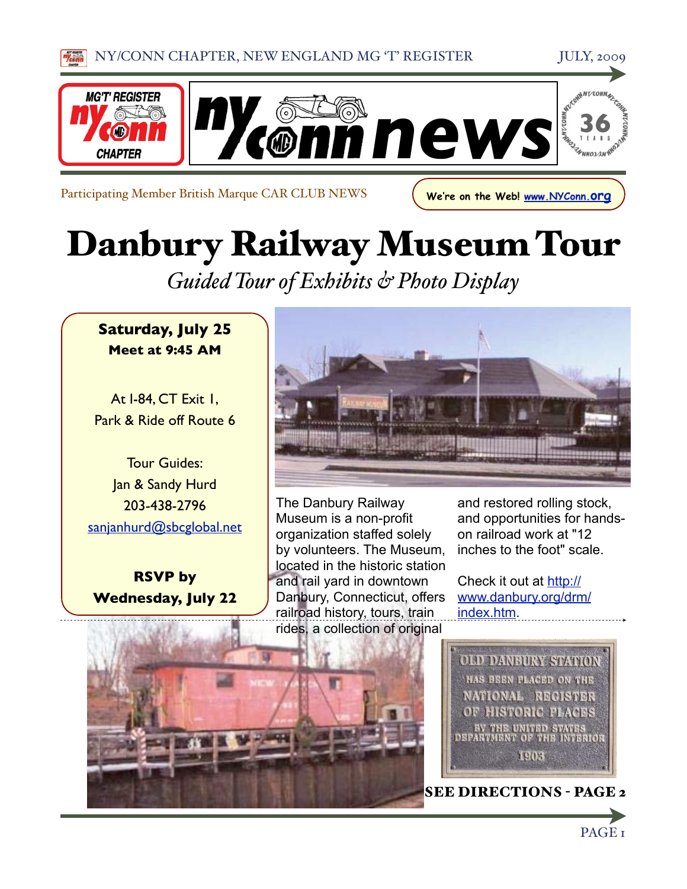Participating Member British Marque CAR CLUB NEWS

We're on the Web! www.NYConn.org

# Danbury Railway Museum Tour

*Guided Tour of Exhibits & Photo Display*

**Saturday, July 25**
**Meet at 9:45 AM**

At I-84, CT Exit 1,
Park & Ride off Route 6

Tour Guides:
Jan & Sandy Hurd
203-438-2796
sanjanhurd@sbcglobal.net

**RSVP by Wednesday, July 22**

The Danbury Railway Museum is a non-profit organization staffed solely by volunteers. The Museum, located in the historic station and rail yard in downtown Danbury, Connecticut, offers railroad history, tours, train rides, a collection of original and restored rolling stock, and opportunities for hands-on railroad work at "12 inches to the foot" scale.

Check it out at http://www.danbury.org/drm/index.htm.

OLD DANBURY STATION HAS BEEN PLACED ON THE NATIONAL REGISTER OF HISTORIC PLACES BY THE UNITED STATES DEPARTMENT OF THE INTERIOR 1903

**SEE DIRECTIONS - PAGE 2**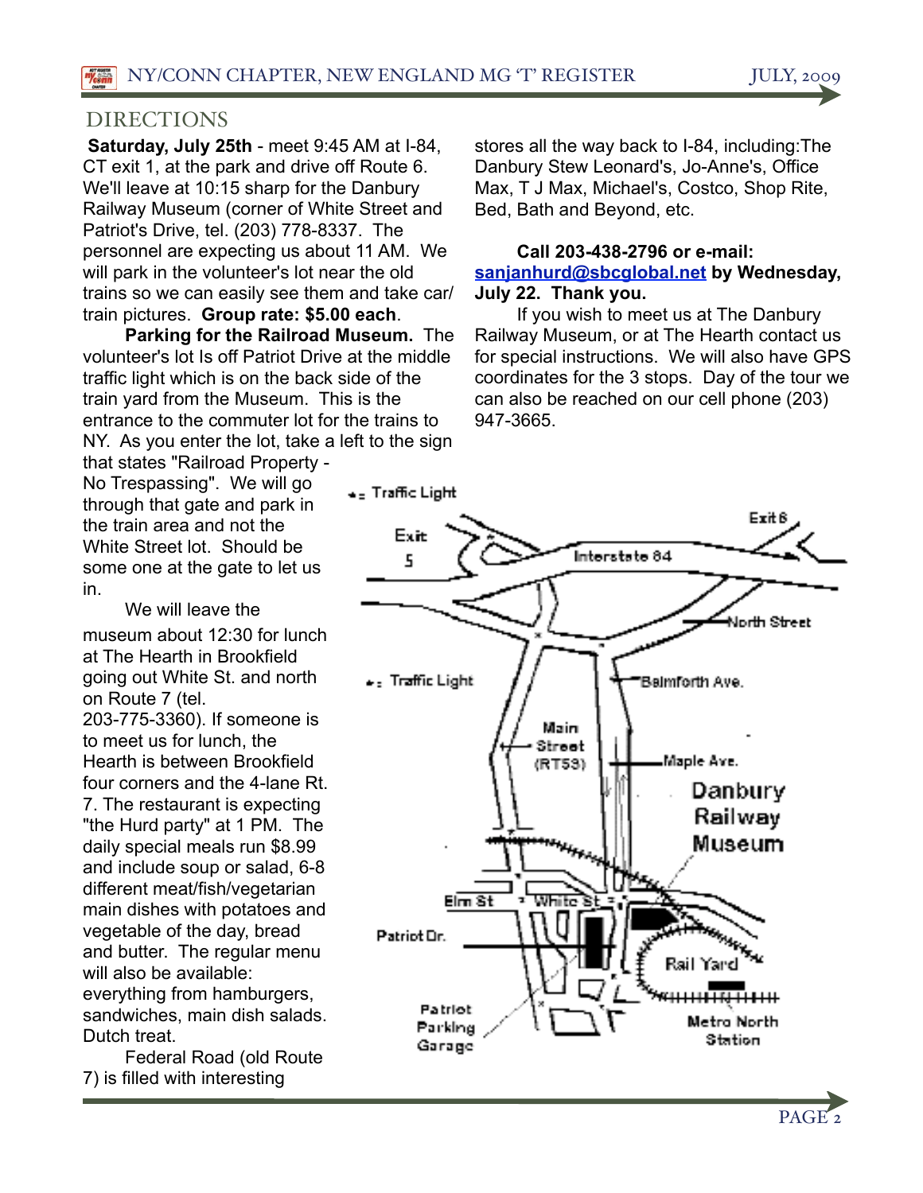## DIRECTIONS

**Saturday, July 25th** - meet 9:45 AM at I-84, CT exit 1, at the park and drive off Route 6. We'll leave at 10:15 sharp for the Danbury Railway Museum (corner of White Street and Patriot's Drive, tel. (203) 778-8337. The personnel are expecting us about 11 AM. We will park in the volunteer's lot near the old trains so we can easily see them and take car/ train pictures. **Group rate: $5.00 each**.

**Parking for the Railroad Museum.** The volunteer's lot Is off Patriot Drive at the middle traffic light which is on the back side of the train yard from the Museum. This is the entrance to the commuter lot for the trains to NY. As you enter the lot, take a left to the sign that states "Railroad Property - No Trespassing". We will go through that gate and park in the train area and not the White Street lot. Should be some one at the gate to let us in.

We will leave the museum about 12:30 for lunch at The Hearth in Brookfield going out White St. and north on Route 7 (tel. 203-775-3360). If someone is to meet us for lunch, the Hearth is between Brookfield four corners and the 4-lane Rt. 7. The restaurant is expecting "the Hurd party" at 1 PM. The daily special meals run $8.99 and include soup or salad, 6-8 different meat/fish/vegetarian main dishes with potatoes and vegetable of the day, bread and butter. The regular menu will also be available: everything from hamburgers, sandwiches, main dish salads. Dutch treat.

Federal Road (old Route 7) is filled with interesting stores all the way back to I-84, including:The Danbury Stew Leonard's, Jo-Anne's, Office Max, T J Max, Michael's, Costco, Shop Rite, Bed, Bath and Beyond, etc.

**Call 203-438-2796 or e-mail: sanjanhurd@sbcglobal.net by Wednesday, July 22. Thank you.**

If you wish to meet us at The Danbury Railway Museum, or at The Hearth contact us for special instructions. We will also have GPS coordinates for the 3 stops. Day of the tour we can also be reached on our cell phone (203) 947-3665.

*= Traffic Light

Exit 5 · Interstate 84 · Exit 6 · North Street · Balmforth Ave. · Main Street (RT53) · Maple Ave. · Danbury Railway Museum · Elm St · White St · Patriot Dr. · Rail Yard · Patriot Parking Garage · Metro North Station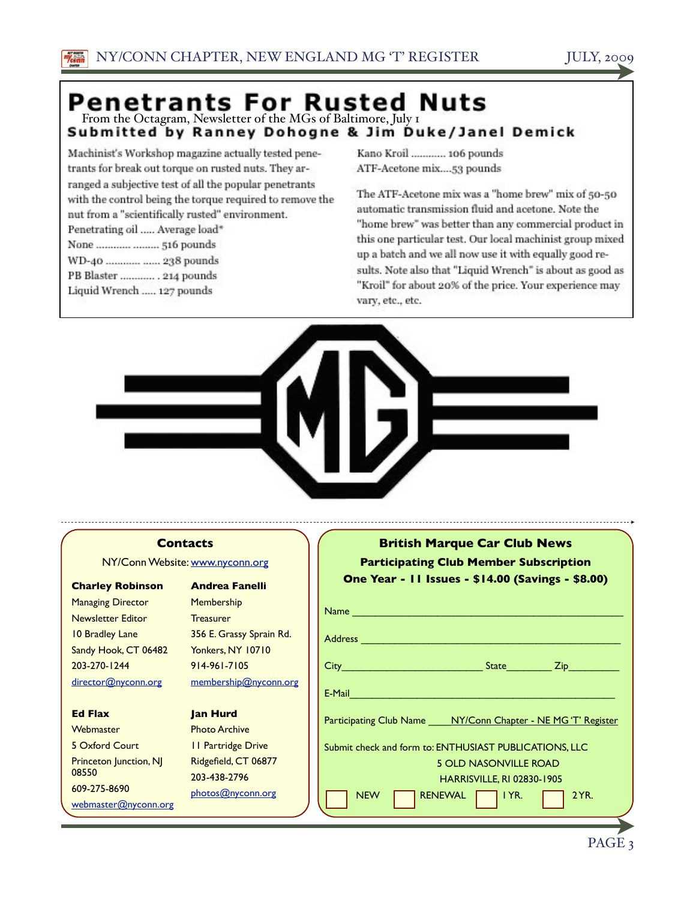# Penetrants For Rusted Nuts

From the Octagram, Newsletter of the MGs of Baltimore, July 1

**Submitted by Ranney Dohogne & Jim Duke/Janel Demick**

Machinist's Workshop magazine actually tested penetrants for break out torque on rusted nuts. They arranged a subjective test of all the popular penetrants with the control being the torque required to remove the nut from a "scientifically rusted" environment.

Penetrating oil ..... Average load*

None ............ ......... 516 pounds

WD-40 ............ ...... 238 pounds

PB Blaster ............ . 214 pounds

Liquid Wrench ..... 127 pounds

Kano Kroil ............ 106 pounds

ATF-Acetone mix....53 pounds

The ATF-Acetone mix was a "home brew" mix of 50-50 automatic transmission fluid and acetone. Note the "home brew" was better than any commercial product in this one particular test. Our local machinist group mixed up a batch and we all now use it with equally good results. Note also that "Liquid Wrench" is about as good as "Kroil" for about 20% of the price. Your experience may vary, etc., etc.

## Contacts

NY/Conn Website: www.nyconn.org

**Charley Robinson**
Managing Director
Newsletter Editor
10 Bradley Lane
Sandy Hook, CT 06482
203-270-1244
director@nyconn.org

**Andrea Fanelli**
Membership
Treasurer
356 E. Grassy Sprain Rd.
Yonkers, NY 10710
914-961-7105
membership@nyconn.org

**Ed Flax**
Webmaster
5 Oxford Court
Princeton Junction, NJ 08550
609-275-8690
webmaster@nyconn.org

**Jan Hurd**
Photo Archive
11 Partridge Drive
Ridgefield, CT 06877
203-438-2796
photos@nyconn.org

## British Marque Car Club News

**Participating Club Member Subscription**

**One Year - 11 Issues - $14.00 (Savings - $8.00)**

Name ______________________________

Address ______________________________

City______________ State________ Zip_________

E-Mail______________________________

Participating Club Name ____NY/Conn Chapter - NE MG 'T' Register

Submit check and form to: ENTHUSIAST PUBLICATIONS, LLC
5 OLD NASONVILLE ROAD
HARRISVILLE, RI 02830-1905

☐ NEW ☐ RENEWAL ☐ 1 YR. ☐ 2 YR.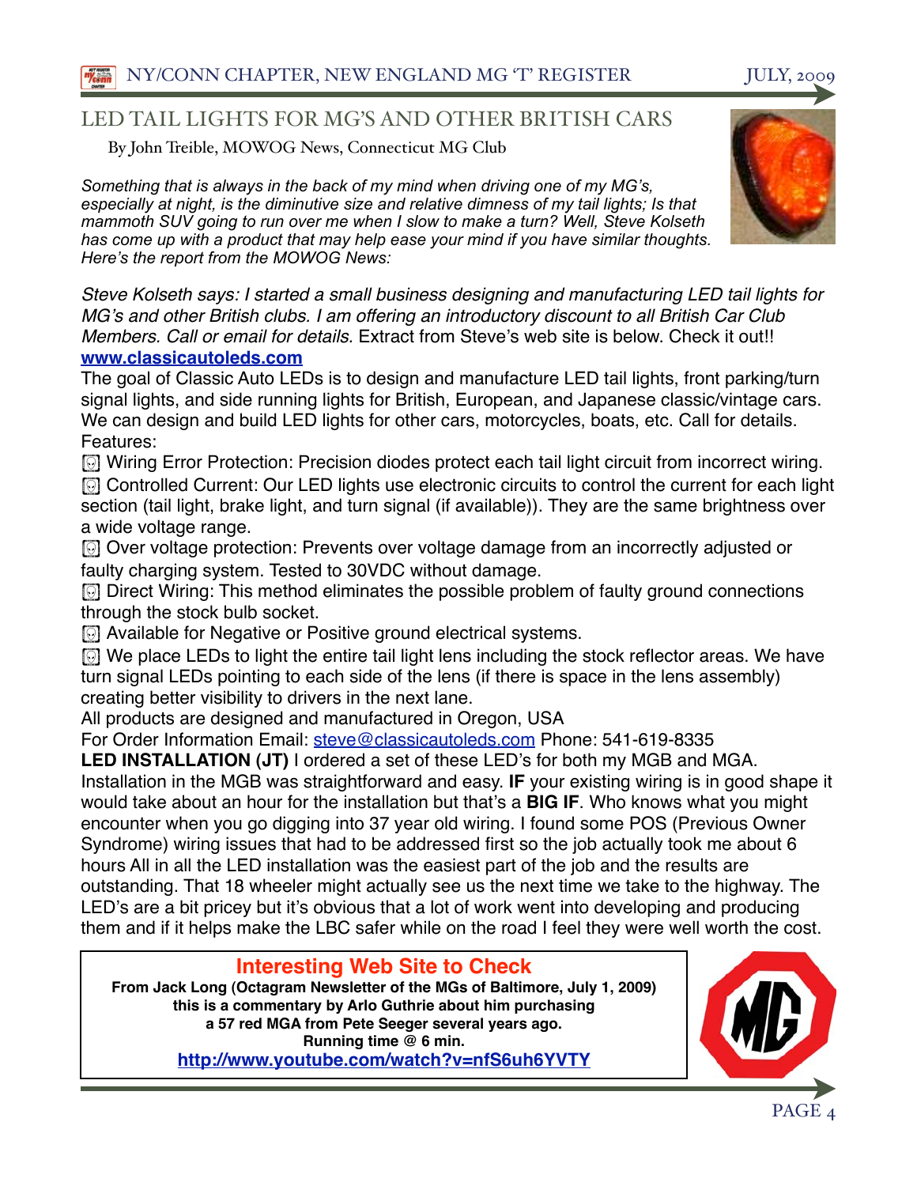## LED TAIL LIGHTS FOR MG'S AND OTHER BRITISH CARS

By John Treible, MOWOG News, Connecticut MG Club

*Something that is always in the back of my mind when driving one of my MG's, especially at night, is the diminutive size and relative dimness of my tail lights; Is that mammoth SUV going to run over me when I slow to make a turn? Well, Steve Kolseth has come up with a product that may help ease your mind if you have similar thoughts. Here's the report from the MOWOG News:*

*Steve Kolseth says: I started a small business designing and manufacturing LED tail lights for MG's and other British clubs. I am offering an introductory discount to all British Car Club Members. Call or email for details.* Extract from Steve's web site is below. Check it out!!

**www.classicautoleds.com**

The goal of Classic Auto LEDs is to design and manufacture LED tail lights, front parking/turn signal lights, and side running lights for British, European, and Japanese classic/vintage cars. We can design and build LED lights for other cars, motorcycles, boats, etc. Call for details.

Features:

- Wiring Error Protection: Precision diodes protect each tail light circuit from incorrect wiring.
- Controlled Current: Our LED lights use electronic circuits to control the current for each light section (tail light, brake light, and turn signal (if available)). They are the same brightness over a wide voltage range.
- Over voltage protection: Prevents over voltage damage from an incorrectly adjusted or faulty charging system. Tested to 30VDC without damage.
- Direct Wiring: This method eliminates the possible problem of faulty ground connections through the stock bulb socket.
- Available for Negative or Positive ground electrical systems.
- We place LEDs to light the entire tail light lens including the stock reflector areas. We have turn signal LEDs pointing to each side of the lens (if there is space in the lens assembly) creating better visibility to drivers in the next lane.

All products are designed and manufactured in Oregon, USA

For Order Information Email: steve@classicautoleds.com Phone: 541-619-8335

**LED INSTALLATION (JT)** I ordered a set of these LED's for both my MGB and MGA. Installation in the MGB was straightforward and easy. **IF** your existing wiring is in good shape it would take about an hour for the installation but that's a **BIG IF**. Who knows what you might encounter when you go digging into 37 year old wiring. I found some POS (Previous Owner Syndrome) wiring issues that had to be addressed first so the job actually took me about 6 hours All in all the LED installation was the easiest part of the job and the results are outstanding. That 18 wheeler might actually see us the next time we take to the highway. The LED's are a bit pricey but it's obvious that a lot of work went into developing and producing them and if it helps make the LBC safer while on the road I feel they were well worth the cost.

## Interesting Web Site to Check

**From Jack Long (Octagram Newsletter of the MGs of Baltimore, July 1, 2009) this is a commentary by Arlo Guthrie about him purchasing a 57 red MGA from Pete Seeger several years ago. Running time @ 6 min.**

**http://www.youtube.com/watch?v=nfS6uh6YVTY**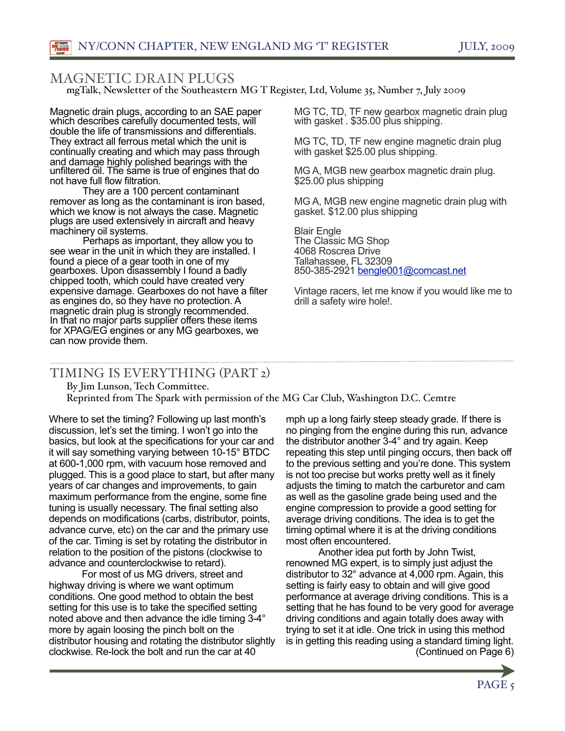## MAGNETIC DRAIN PLUGS

mgTalk, Newsletter of the Southeastern MG T Register, Ltd, Volume 35, Number 7, July 2009

Magnetic drain plugs, according to an SAE paper which describes carefully documented tests, will double the life of transmissions and differentials. They extract all ferrous metal which the unit is continually creating and which may pass through and damage highly polished bearings with the unfiltered oil. The same is true of engines that do not have full flow filtration.

They are a 100 percent contaminant remover as long as the contaminant is iron based, which we know is not always the case. Magnetic plugs are used extensively in aircraft and heavy machinery oil systems.

Perhaps as important, they allow you to see wear in the unit in which they are installed. I found a piece of a gear tooth in one of my gearboxes. Upon disassembly I found a badly chipped tooth, which could have created very expensive damage. Gearboxes do not have a filter as engines do, so they have no protection. A magnetic drain plug is strongly recommended. In that no major parts supplier offers these items for XPAG/EG engines or any MG gearboxes, we can now provide them.

MG TC, TD, TF new gearbox magnetic drain plug with gasket . $35.00 plus shipping.

MG TC, TD, TF new engine magnetic drain plug with gasket $25.00 plus shipping.

MG A, MGB new gearbox magnetic drain plug. $25.00 plus shipping

MG A, MGB new engine magnetic drain plug with gasket. $12.00 plus shipping

Blair Engle
The Classic MG Shop
4068 Roscrea Drive
Tallahassee, FL 32309
850-385-2921 bengle001@comcast.net

Vintage racers, let me know if you would like me to drill a safety wire hole!.

## TIMING IS EVERYTHING (PART 2)

By Jim Lunson, Tech Committee.
Reprinted from The Spark with permission of the MG Car Club, Washington D.C. Cemtre

Where to set the timing? Following up last month's discussion, let's set the timing. I won't go into the basics, but look at the specifications for your car and it will say something varying between 10-15° BTDC at 600-1,000 rpm, with vacuum hose removed and plugged. This is a good place to start, but after many years of car changes and improvements, to gain maximum performance from the engine, some fine tuning is usually necessary. The final setting also depends on modifications (carbs, distributor, points, advance curve, etc) on the car and the primary use of the car. Timing is set by rotating the distributor in relation to the position of the pistons (clockwise to advance and counterclockwise to retard).

For most of us MG drivers, street and highway driving is where we want optimum conditions. One good method to obtain the best setting for this use is to take the specified setting noted above and then advance the idle timing 3-4° more by again loosing the pinch bolt on the distributor housing and rotating the distributor slightly clockwise. Re-lock the bolt and run the car at 40 mph up a long fairly steep steady grade. If there is no pinging from the engine during this run, advance the distributor another 3-4° and try again. Keep repeating this step until pinging occurs, then back off to the previous setting and you're done. This system is not too precise but works pretty well as it finely adjusts the timing to match the carburetor and cam as well as the gasoline grade being used and the engine compression to provide a good setting for average driving conditions. The idea is to get the timing optimal where it is at the driving conditions most often encountered.

Another idea put forth by John Twist, renowned MG expert, is to simply just adjust the distributor to 32° advance at 4,000 rpm. Again, this setting is fairly easy to obtain and will give good performance at average driving conditions. This is a setting that he has found to be very good for average driving conditions and again totally does away with trying to set it at idle. One trick in using this method is in getting this reading using a standard timing light.

(Continued on Page 6)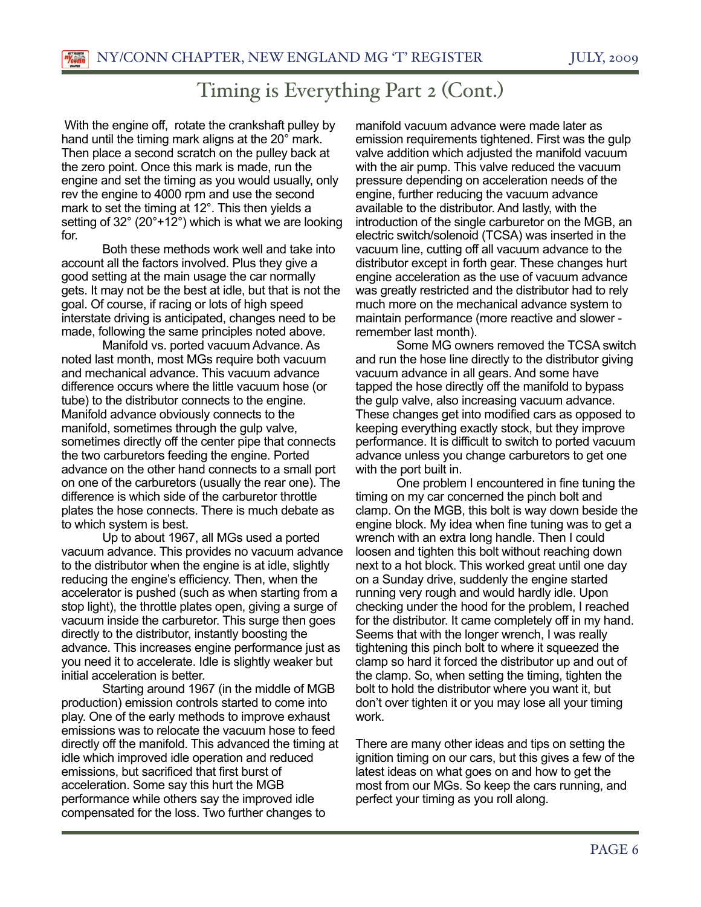# Timing is Everything Part 2 (Cont.)

With the engine off, rotate the crankshaft pulley by hand until the timing mark aligns at the 20° mark. Then place a second scratch on the pulley back at the zero point. Once this mark is made, run the engine and set the timing as you would usually, only rev the engine to 4000 rpm and use the second mark to set the timing at 12°. This then yields a setting of 32° (20°+12°) which is what we are looking for.

Both these methods work well and take into account all the factors involved. Plus they give a good setting at the main usage the car normally gets. It may not be the best at idle, but that is not the goal. Of course, if racing or lots of high speed interstate driving is anticipated, changes need to be made, following the same principles noted above.

Manifold vs. ported vacuum Advance. As noted last month, most MGs require both vacuum and mechanical advance. This vacuum advance difference occurs where the little vacuum hose (or tube) to the distributor connects to the engine. Manifold advance obviously connects to the manifold, sometimes through the gulp valve, sometimes directly off the center pipe that connects the two carburetors feeding the engine. Ported advance on the other hand connects to a small port on one of the carburetors (usually the rear one). The difference is which side of the carburetor throttle plates the hose connects. There is much debate as to which system is best.

Up to about 1967, all MGs used a ported vacuum advance. This provides no vacuum advance to the distributor when the engine is at idle, slightly reducing the engine's efficiency. Then, when the accelerator is pushed (such as when starting from a stop light), the throttle plates open, giving a surge of vacuum inside the carburetor. This surge then goes directly to the distributor, instantly boosting the advance. This increases engine performance just as you need it to accelerate. Idle is slightly weaker but initial acceleration is better.

Starting around 1967 (in the middle of MGB production) emission controls started to come into play. One of the early methods to improve exhaust emissions was to relocate the vacuum hose to feed directly off the manifold. This advanced the timing at idle which improved idle operation and reduced emissions, but sacrificed that first burst of acceleration. Some say this hurt the MGB performance while others say the improved idle compensated for the loss. Two further changes to manifold vacuum advance were made later as emission requirements tightened. First was the gulp valve addition which adjusted the manifold vacuum with the air pump. This valve reduced the vacuum pressure depending on acceleration needs of the engine, further reducing the vacuum advance available to the distributor. And lastly, with the introduction of the single carburetor on the MGB, an electric switch/solenoid (TCSA) was inserted in the vacuum line, cutting off all vacuum advance to the distributor except in forth gear. These changes hurt engine acceleration as the use of vacuum advance was greatly restricted and the distributor had to rely much more on the mechanical advance system to maintain performance (more reactive and slower - remember last month).

Some MG owners removed the TCSA switch and run the hose line directly to the distributor giving vacuum advance in all gears. And some have tapped the hose directly off the manifold to bypass the gulp valve, also increasing vacuum advance. These changes get into modified cars as opposed to keeping everything exactly stock, but they improve performance. It is difficult to switch to ported vacuum advance unless you change carburetors to get one with the port built in.

One problem I encountered in fine tuning the timing on my car concerned the pinch bolt and clamp. On the MGB, this bolt is way down beside the engine block. My idea when fine tuning was to get a wrench with an extra long handle. Then I could loosen and tighten this bolt without reaching down next to a hot block. This worked great until one day on a Sunday drive, suddenly the engine started running very rough and would hardly idle. Upon checking under the hood for the problem, I reached for the distributor. It came completely off in my hand. Seems that with the longer wrench, I was really tightening this pinch bolt to where it squeezed the clamp so hard it forced the distributor up and out of the clamp. So, when setting the timing, tighten the bolt to hold the distributor where you want it, but don't over tighten it or you may lose all your timing work.

There are many other ideas and tips on setting the ignition timing on our cars, but this gives a few of the latest ideas on what goes on and how to get the most from our MGs. So keep the cars running, and perfect your timing as you roll along.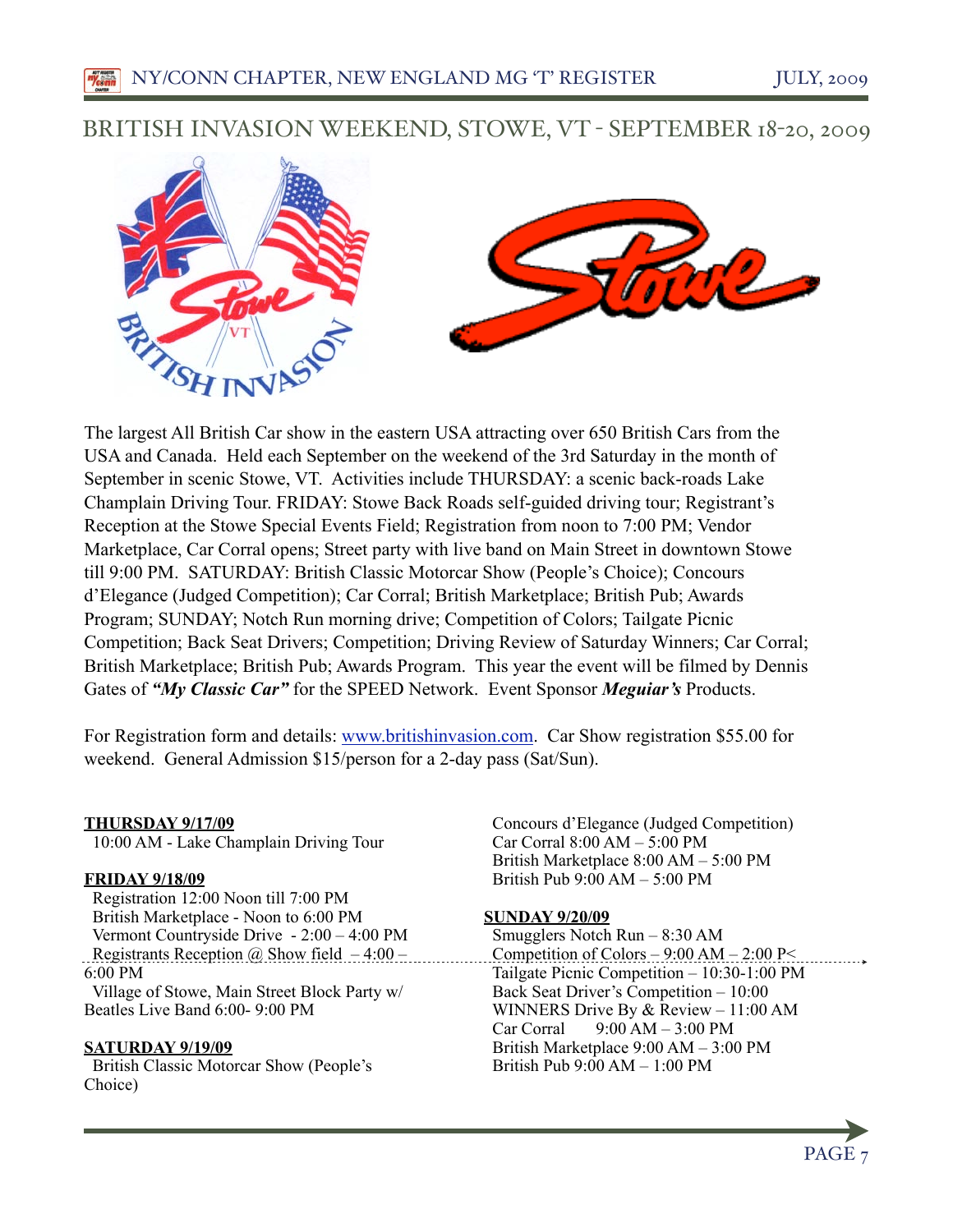# BRITISH INVASION WEEKEND, STOWE, VT - SEPTEMBER 18-20, 2009

The largest All British Car show in the eastern USA attracting over 650 British Cars from the USA and Canada. Held each September on the weekend of the 3rd Saturday in the month of September in scenic Stowe, VT. Activities include THURSDAY: a scenic back-roads Lake Champlain Driving Tour. FRIDAY: Stowe Back Roads self-guided driving tour; Registrant's Reception at the Stowe Special Events Field; Registration from noon to 7:00 PM; Vendor Marketplace, Car Corral opens; Street party with live band on Main Street in downtown Stowe till 9:00 PM. SATURDAY: British Classic Motorcar Show (People's Choice); Concours d'Elegance (Judged Competition); Car Corral; British Marketplace; British Pub; Awards Program; SUNDAY; Notch Run morning drive; Competition of Colors; Tailgate Picnic Competition; Back Seat Drivers; Competition; Driving Review of Saturday Winners; Car Corral; British Marketplace; British Pub; Awards Program. This year the event will be filmed by Dennis Gates of ***"My Classic Car"*** for the SPEED Network. Event Sponsor ***Meguiar's*** Products.

For Registration form and details: [www.britishinvasion.com](http://www.britishinvasion.com). Car Show registration $55.00 for weekend. General Admission $15/person for a 2-day pass (Sat/Sun).

**THURSDAY 9/17/09**

10:00 AM - Lake Champlain Driving Tour

**FRIDAY 9/18/09**

Registration 12:00 Noon till 7:00 PM
British Marketplace - Noon to 6:00 PM
Vermont Countryside Drive - 2:00 – 4:00 PM
Registrants Reception @ Show field – 4:00 – 6:00 PM
Village of Stowe, Main Street Block Party w/ Beatles Live Band 6:00- 9:00 PM

**SATURDAY 9/19/09**

British Classic Motorcar Show (People's Choice)
Concours d'Elegance (Judged Competition)
Car Corral 8:00 AM – 5:00 PM
British Marketplace 8:00 AM – 5:00 PM
British Pub 9:00 AM – 5:00 PM

**SUNDAY 9/20/09**

Smugglers Notch Run – 8:30 AM
Competition of Colors – 9:00 AM – 2:00 P<
Tailgate Picnic Competition – 10:30-1:00 PM
Back Seat Driver's Competition – 10:00
WINNERS Drive By & Review – 11:00 AM
Car Corral 9:00 AM – 3:00 PM
British Marketplace 9:00 AM – 3:00 PM
British Pub 9:00 AM – 1:00 PM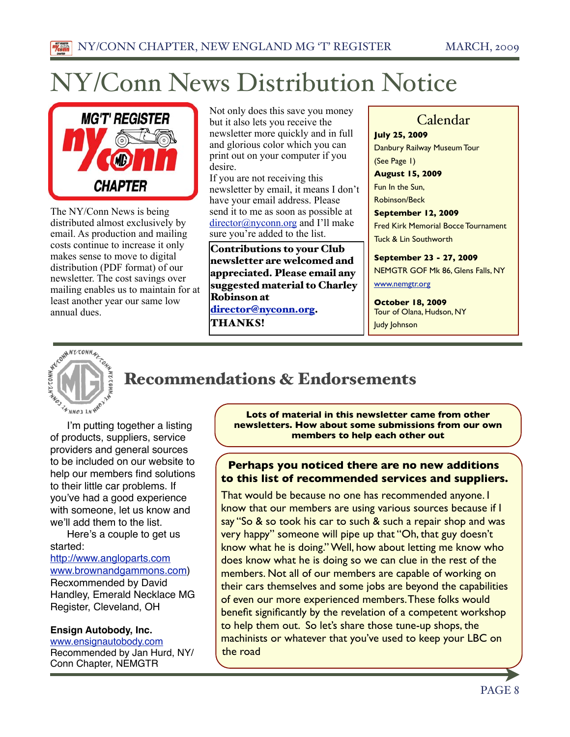# NY/Conn News Distribution Notice

The NY/Conn News is being distributed almost exclusively by email. As production and mailing costs continue to increase it only makes sense to move to digital distribution (PDF format) of our newsletter. The cost savings over mailing enables us to maintain for at least another year our same low annual dues.

Not only does this save you money but it also lets you receive the newsletter more quickly and in full and glorious color which you can print out on your computer if you desire.

If you are not receiving this newsletter by email, it means I don't have your email address. Please send it to me as soon as possible at director@nyconn.org and I'll make sure you're added to the list.

**Contributions to your Club newsletter are welcomed and appreciated. Please email any suggested material to Charley Robinson at director@nyconn.org. THANKS!**

## Calendar

**July 25, 2009**
Danbury Railway Museum Tour
(See Page 1)

**August 15, 2009**
Fun In the Sun,
Robinson/Beck

**September 12, 2009**
Fred Kirk Memorial Bocce Tournament
Tuck & Lin Southworth

**September 23 - 27, 2009**
NEMGTR GOF Mk 86, Glens Falls, NY
www.nemgtr.org

**October 18, 2009**
Tour of Olana, Hudson, NY
Judy Johnson

## Recommendations & Endorsements

I'm putting together a listing of products, suppliers, service providers and general sources to be included on our website to help our members find solutions to their little car problems. If you've had a good experience with someone, let us know and we'll add them to the list.

Here's a couple to get us started:

http://www.angloparts.com
www.brownandgammons.com)
Recxommended by David Handley, Emerald Necklace MG Register, Cleveland, OH

**Ensign Autobody, Inc.**
www.ensignautobody.com
Recommended by Jan Hurd, NY/Conn Chapter, NEMGTR

**Lots of material in this newsletter came from other newsletters. How about some submissions from our own members to help each other out**

**Perhaps you noticed there are no new additions to this list of recommended services and suppliers.**

That would be because no one has recommended anyone. I know that our members are using various sources because if I say "So & so took his car to such & such a repair shop and was very happy" someone will pipe up that "Oh, that guy doesn't know what he is doing." Well, how about letting me know who does know what he is doing so we can clue in the rest of the members. Not all of our members are capable of working on their cars themselves and some jobs are beyond the capabilities of even our more experienced members. These folks would benefit significantly by the revelation of a competent workshop to help them out. So let's share those tune-up shops, the machinists or whatever that you've used to keep your LBC on the road